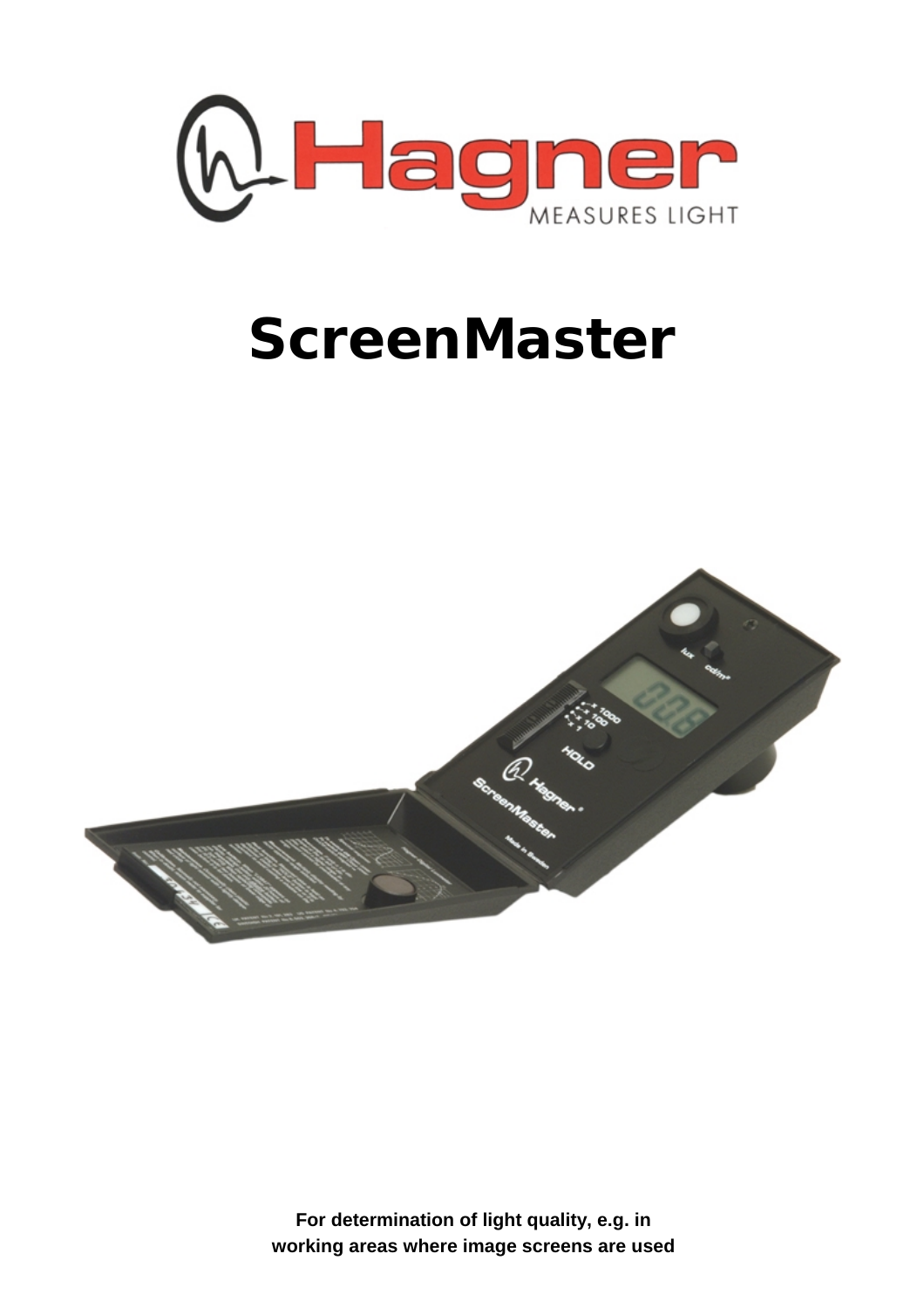# ScreenMaster

**For determination of light quality, e.g. in working areas where image screens are used**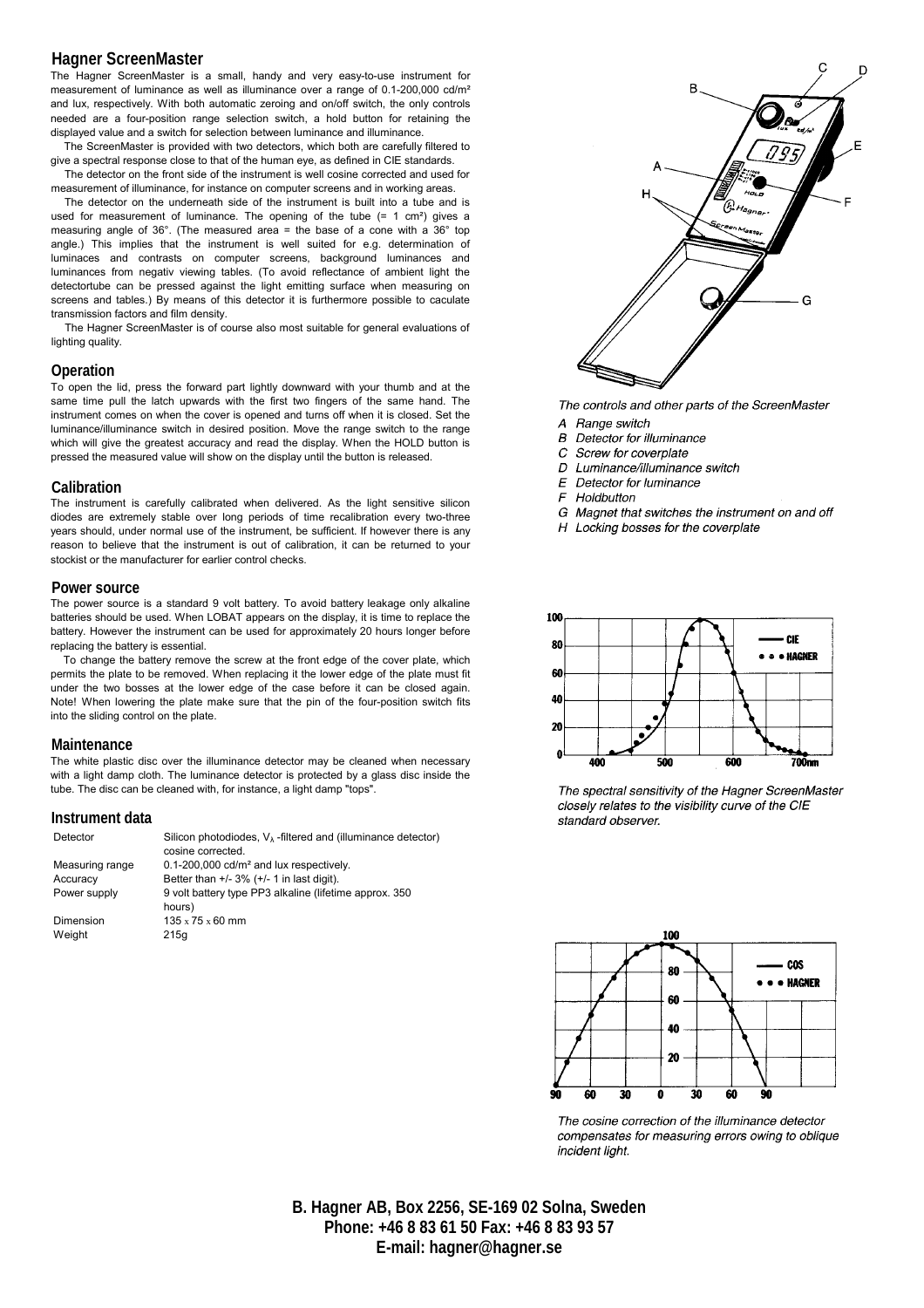## Hagner ScreenMaster

The Hagner ScreenMaster is a small, handy and very easy-to-use instrument for measurement of luminance as well as illuminance over a range of 0.1-200,000 cd/m² and lux, respectively. With both automatic zeroing and on/off switch, the only controls needed are a four-position range selection switch, a hold button for retaining the displayed value and a switch for selection between luminance and illuminance.

The ScreenMaster is provided with two detectors, which both are carefully filtered to give a spectral response close to that of the human eye, as defined in CIE standards.

The detector on the front side of the instrument is well cosine corrected and used for measurement of illuminance, for instance on computer screens and in working areas.

The detector on the underneath side of the instrument is built into a tube and is used for measurement of luminance. The opening of the tube (= 1 cm²) gives a measuring angle of 36°. (The measured area = the base of a cone with a 36° top angle.) This implies that the instrument is well suited for e.g. determination of luminaces and contrasts on computer screens, background luminances and luminances from negativ viewing tables. (To avoid reflectance of ambient light the detectortube can be pressed against the light emitting surface when measuring on screens and tables.) By means of this detector it is furthermore possible to caculate transmission factors and film density.

The Hagner ScreenMaster is of course also most suitable for general evaluations of lighting quality.

## Operation

To open the lid, press the forward part lightly downward with your thumb and at the same time pull the latch upwards with the first two fingers of the same hand. The instrument comes on when the cover is opened and turns off when it is closed. Set the luminance/illuminance switch in desired position. Move the range switch to the range which will give the greatest accuracy and read the display. When the HOLD button is pressed the measured value will show on the display until the button is released.

## Calibration

The instrument is carefully calibrated when delivered. As the light sensitive silicon diodes are extremely stable over long periods of time recalibration every two-three years should, under normal use of the instrument, be sufficient. If however there is any reason to believe that the instrument is out of calibration, it can be returned to your stockist or the manufacturer for earlier control checks.

## Power source

The power source is a standard 9 volt battery. To avoid battery leakage only alkaline batteries should be used. When LOBAT appears on the display, it is time to replace the battery. However the instrument can be used for approximately 20 hours longer before replacing the battery is essential.

To change the battery remove the screw at the front edge of the cover plate, which permits the plate to be removed. When replacing it the lower edge of the plate must fit under the two bosses at the lower edge of the case before it can be closed again. Note! When lowering the plate make sure that the pin of the four-position switch fits into the sliding control on the plate.

## Maintenance

The white plastic disc over the illuminance detector may be cleaned when necessary with a light damp cloth. The luminance detector is protected by a glass disc inside the tube. The disc can be cleaned with, for instance, a light damp "tops".

## Instrument data

| | |
|---|---|
| Detector | Silicon photodiodes, $V_\lambda$ -filtered and (illuminance detector) cosine corrected. |
| Measuring range | 0.1-200,000 cd/m² and lux respectively. |
| Accuracy | Better than +/- 3% (+/- 1 in last digit). |
| Power supply | 9 volt battery type PP3 alkaline (lifetime approx. 350 hours) |
| Dimension | 135 x 75 x 60 mm |
| Weight | 215g |

B
C
D
E
A
F
H
G
HOLD
Hagner
ScreenMaster
095
lux cd/m²

*The controls and other parts of the ScreenMaster*

- *A Range switch*
- *B Detector for illuminance*
- *C Screw for coverplate*
- *D Luminance/illuminance switch*
- *E Detector for luminance*
- *F Holdbutton*
- *G Magnet that switches the instrument on and off*
- *H Locking bosses for the coverplate*

100
80
60
40
20
0
400
500
600
700nm
CIE
HAGNER

*The spectral sensitivity of the Hagner ScreenMaster closely relates to the visibility curve of the CIE standard observer.*

100
80
60
40
20
90
60
30
0
30
60
90
COS
HAGNER

*The cosine correction of the illuminance detector compensates for measuring errors owing to oblique incident light.*

**B. Hagner AB, Box 2256, SE-169 02 Solna, Sweden**
**Phone: +46 8 83 61 50 Fax: +46 8 83 93 57**
**E-mail: hagner@hagner.se**